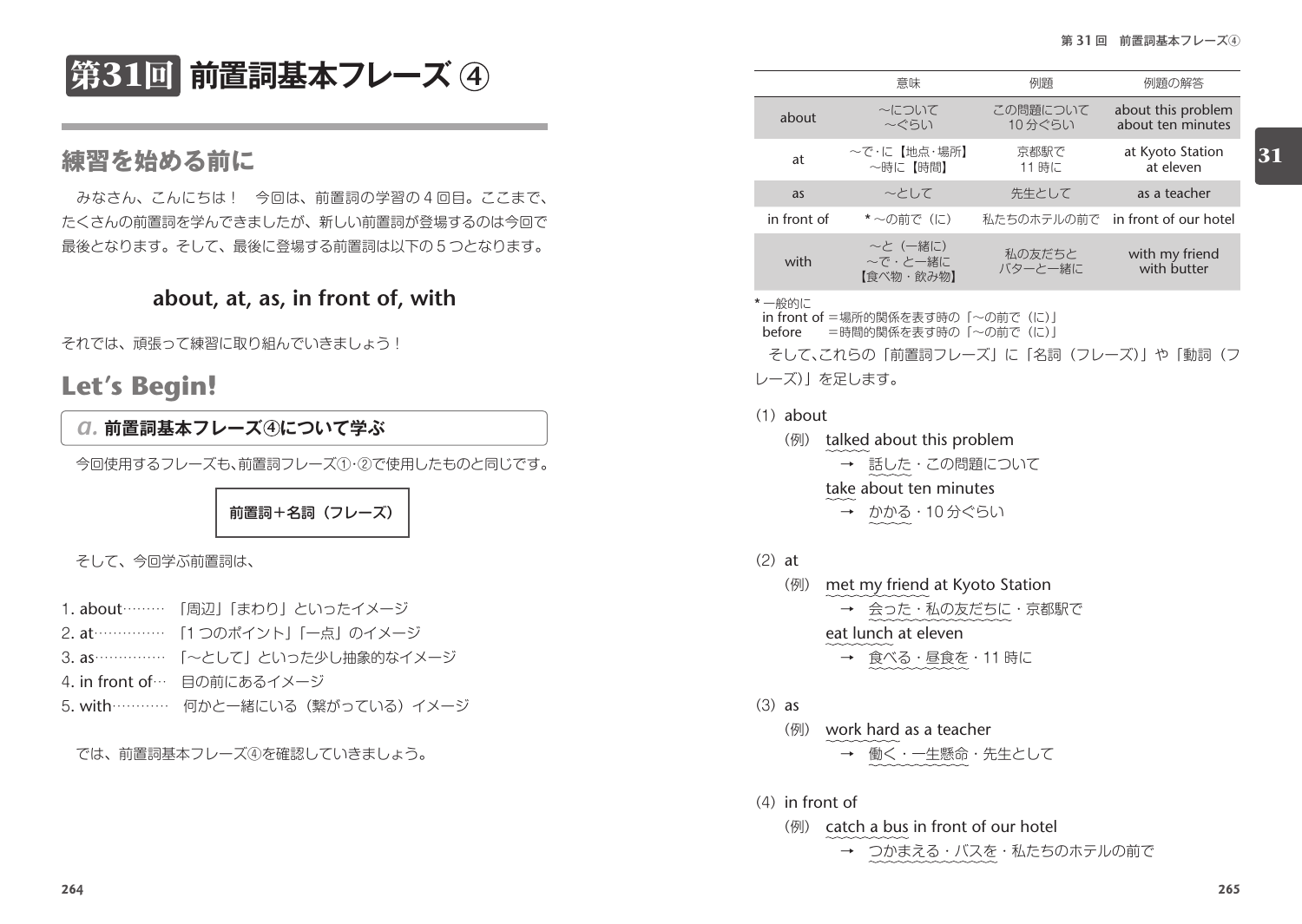# 第31回 前置詞基本フレーズ ④

## 練習を始める前に

みなさん、こんにちは！　今回は、前置詞の学習の４回目。ここまで、たくさんの前置詞を学んできましたが、新しい前置詞が登場するのは今回で最後となります。そして、最後に登場する前置詞は以下の５つとなります。

**about, at, as, in front of, with**

それでは、頑張って練習に取り組んでいきましょう！

## Let's Begin!

### a. 前置詞基本フレーズ④について学ぶ

今回使用するフレーズも、前置詞フレーズ①･②で使用したものと同じです。

**前置詞＋名詞（フレーズ）**

そして、今回学ぶ前置詞は、

1. about……… 「周辺」「まわり」といったイメージ
2. at…………… 「1 つのポイント」「一点」のイメージ
3. as…………… 「～として」といった少し抽象的なイメージ
4. in front of… 目の前にあるイメージ
5. with………… 何かと一緒にいる（繋がっている）イメージ

では、前置詞基本フレーズ④を確認していきましょう。

| | 意味 | 例題 | 例題の解答 |
|---|---|---|---|
| about | ～について<br>～ぐらい | この問題について<br>10 分ぐらい | about this problem<br>about ten minutes |
| at | ～で･に【地点･場所】<br>～時に【時間】 | 京都駅で<br>11 時に | at Kyoto Station<br>at eleven |
| as | ～として | 先生として | as a teacher |
| in front of | * ～の前で（に） | 私たちのホテルの前で | in front of our hotel |
| with | ～と（一緒に）<br>～で・と一緒に<br>【食べ物・飲み物】 | 私の友だちと<br>バターと一緒に | with my friend<br>with butter |

* 一般的に
  in front of ＝場所的関係を表す時の「～の前で（に）」
  before　　＝時間的関係を表す時の「～の前で（に）」

そして､これらの「前置詞フレーズ」に「名詞（フレーズ）」や「動詞（フレーズ）」を足します。

（1）about

（例）talked about this problem
　→ 話した・この問題について
　take about ten minutes
　→ かかる・10 分ぐらい

（2）at

（例）met my friend at Kyoto Station
　→ 会った・私の友だちに・京都駅で
　eat lunch at eleven
　→ 食べる・昼食を・11 時に

（3）as

（例）work hard as a teacher
　→ 働く・一生懸命・先生として

（4）in front of

（例）catch a bus in front of our hotel
　→ つかまえる・バスを・私たちのホテルの前で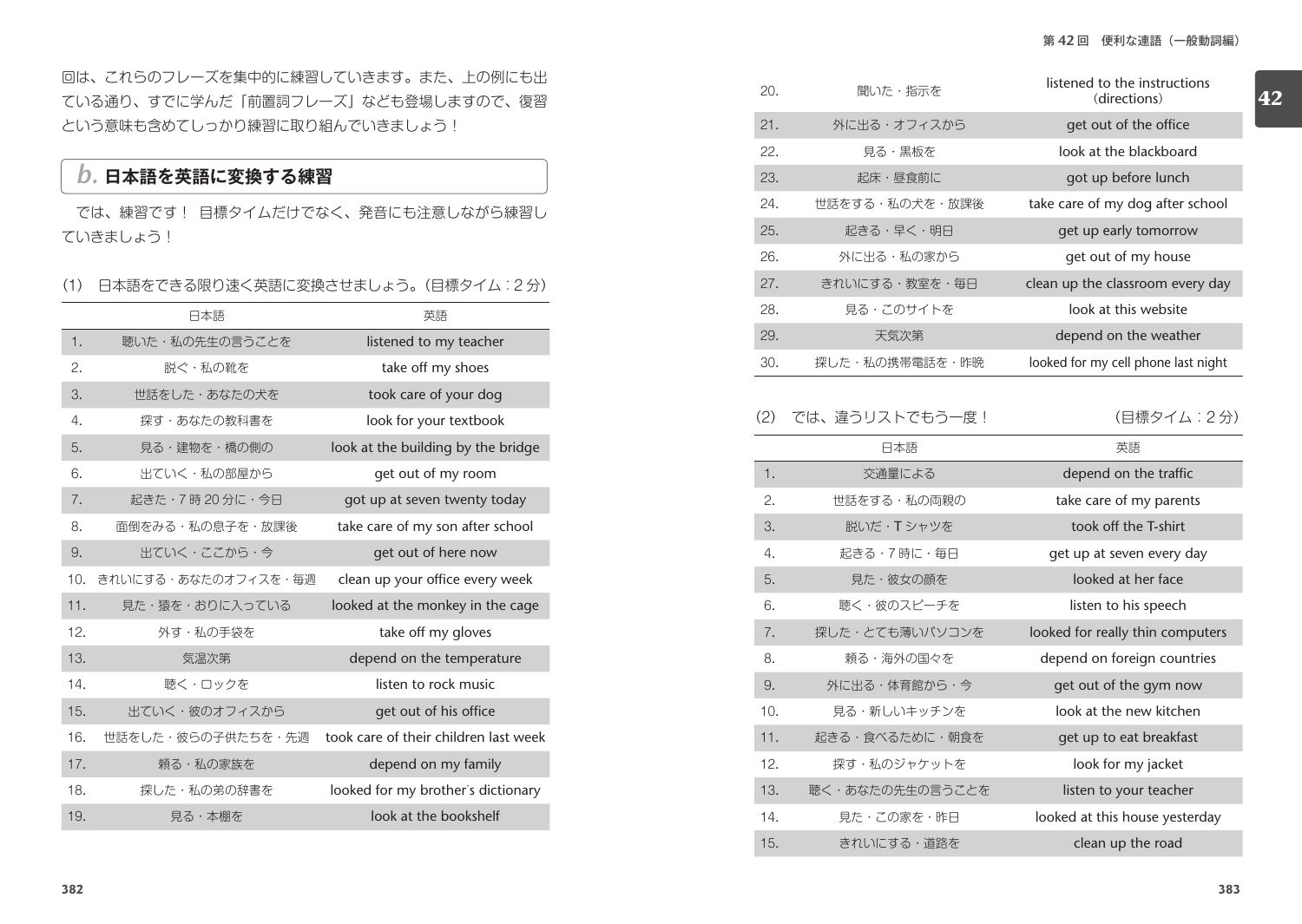回は、これらのフレーズを集中的に練習していきます。また、上の例にも出ている通り、すでに学んだ「前置詞フレーズ」なども登場しますので、復習という意味も含めてしっかり練習に取り組んでいきましょう！

## *b.* 日本語を英語に変換する練習

では、練習です！ 目標タイムだけでなく、発音にも注意しながら練習していきましょう！

(1)　日本語をできる限り速く英語に変換させましょう。(目標タイム：2 分)

| | 日本語 | 英語 |
|---|---|---|
| 1. | 聴いた・私の先生の言うことを | listened to my teacher |
| 2. | 脱ぐ・私の靴を | take off my shoes |
| 3. | 世話をした・あなたの犬を | took care of your dog |
| 4. | 探す・あなたの教科書を | look for your textbook |
| 5. | 見る・建物を・橋の側の | look at the building by the bridge |
| 6. | 出ていく・私の部屋から | get out of my room |
| 7. | 起きた・7 時 20 分に・今日 | got up at seven twenty today |
| 8. | 面倒をみる・私の息子を・放課後 | take care of my son after school |
| 9. | 出ていく・ここから・今 | get out of here now |
| 10. | きれいにする・あなたのオフィスを・毎週 | clean up your office every week |
| 11. | 見た・猿を・おりに入っている | looked at the monkey in the cage |
| 12. | 外す・私の手袋を | take off my gloves |
| 13. | 気温次第 | depend on the temperature |
| 14. | 聴く・ロックを | listen to rock music |
| 15. | 出ていく・彼のオフィスから | get out of his office |
| 16. | 世話をした・彼らの子供たちを・先週 | took care of their children last week |
| 17. | 頼る・私の家族を | depend on my family |
| 18. | 探した・私の弟の辞書を | looked for my brother's dictionary |
| 19. | 見る・本棚を | look at the bookshelf |
| 20. | 聞いた・指示を | listened to the instructions (directions) |
| 21. | 外に出る・オフィスから | get out of the office |
| 22. | 見る・黒板を | look at the blackboard |
| 23. | 起床・昼食前に | got up before lunch |
| 24. | 世話をする・私の犬を・放課後 | take care of my dog after school |
| 25. | 起きる・早く・明日 | get up early tomorrow |
| 26. | 外に出る・私の家から | get out of my house |
| 27. | きれいにする・教室を・毎日 | clean up the classroom every day |
| 28. | 見る・このサイトを | look at this website |
| 29. | 天気次第 | depend on the weather |
| 30. | 探した・私の携帯電話を・昨晩 | looked for my cell phone last night |

(2)　では、違うリストでもう一度！　(目標タイム：2 分)

| | 日本語 | 英語 |
|---|---|---|
| 1. | 交通量による | depend on the traffic |
| 2. | 世話をする・私の両親の | take care of my parents |
| 3. | 脱いだ・T シャツを | took off the T-shirt |
| 4. | 起きる・7 時に・毎日 | get up at seven every day |
| 5. | 見た・彼女の顔を | looked at her face |
| 6. | 聴く・彼のスピーチを | listen to his speech |
| 7. | 探した・とても薄いパソコンを | looked for really thin computers |
| 8. | 頼る・海外の国々を | depend on foreign countries |
| 9. | 外に出る・体育館から・今 | get out of the gym now |
| 10. | 見る・新しいキッチンを | look at the new kitchen |
| 11. | 起きる・食べるために・朝食を | get up to eat breakfast |
| 12. | 探す・私のジャケットを | look for my jacket |
| 13. | 聴く・あなたの先生の言うことを | listen to your teacher |
| 14. | 見た・この家を・昨日 | looked at this house yesterday |
| 15. | きれいにする・道路を | clean up the road |